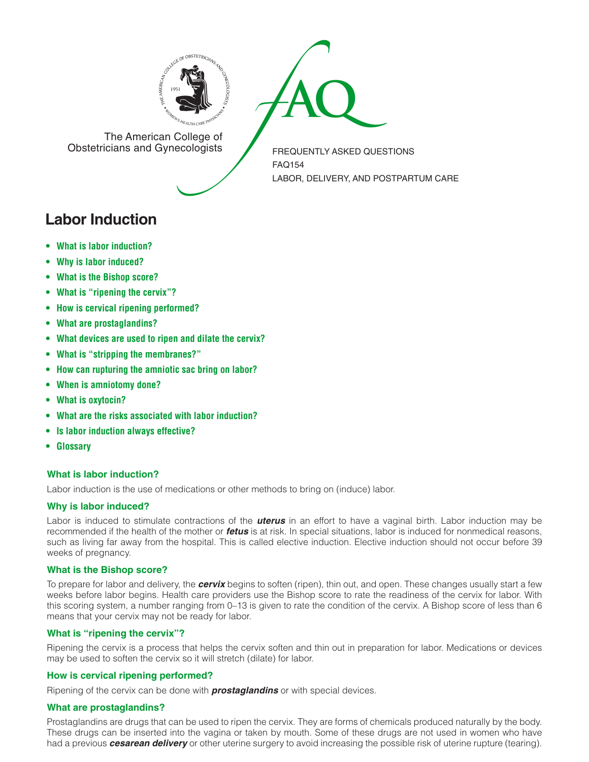The American College of Obstetricians and Gynecologists

FREQUENTLY ASKED QUESTIONS
FAQ154
LABOR, DELIVERY, AND POSTPARTUM CARE

# Labor Induction

- **What is labor induction?**
- **Why is labor induced?**
- **What is the Bishop score?**
- **What is "ripening the cervix"?**
- **How is cervical ripening performed?**
- **What are prostaglandins?**
- **What devices are used to ripen and dilate the cervix?**
- **What is "stripping the membranes?"**
- **How can rupturing the amniotic sac bring on labor?**
- **When is amniotomy done?**
- **What is oxytocin?**
- **What are the risks associated with labor induction?**
- **Is labor induction always effective?**
- **Glossary**

### What is labor induction?

Labor induction is the use of medications or other methods to bring on (induce) labor.

### Why is labor induced?

Labor is induced to stimulate contractions of the ***uterus*** in an effort to have a vaginal birth. Labor induction may be recommended if the health of the mother or ***fetus*** is at risk. In special situations, labor is induced for nonmedical reasons, such as living far away from the hospital. This is called elective induction. Elective induction should not occur before 39 weeks of pregnancy.

### What is the Bishop score?

To prepare for labor and delivery, the ***cervix*** begins to soften (ripen), thin out, and open. These changes usually start a few weeks before labor begins. Health care providers use the Bishop score to rate the readiness of the cervix for labor. With this scoring system, a number ranging from 0–13 is given to rate the condition of the cervix. A Bishop score of less than 6 means that your cervix may not be ready for labor.

### What is "ripening the cervix"?

Ripening the cervix is a process that helps the cervix soften and thin out in preparation for labor. Medications or devices may be used to soften the cervix so it will stretch (dilate) for labor.

### How is cervical ripening performed?

Ripening of the cervix can be done with ***prostaglandins*** or with special devices.

### What are prostaglandins?

Prostaglandins are drugs that can be used to ripen the cervix. They are forms of chemicals produced naturally by the body. These drugs can be inserted into the vagina or taken by mouth. Some of these drugs are not used in women who have had a previous ***cesarean delivery*** or other uterine surgery to avoid increasing the possible risk of uterine rupture (tearing).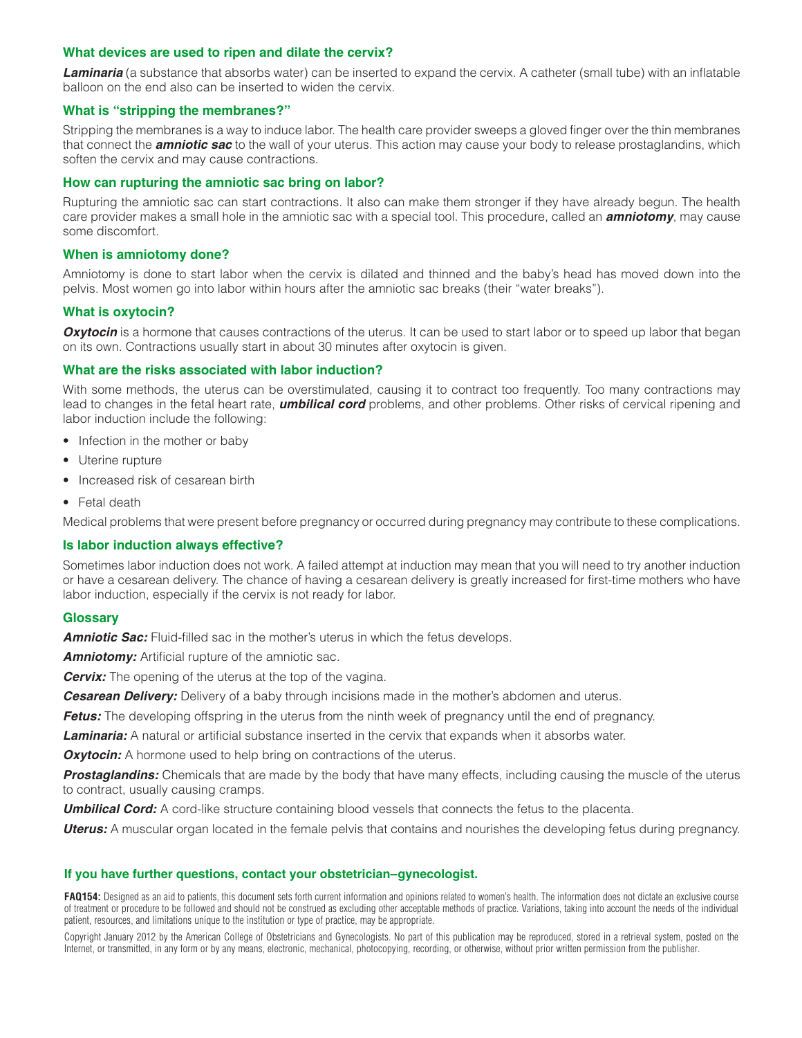### What devices are used to ripen and dilate the cervix?

***Laminaria*** (a substance that absorbs water) can be inserted to expand the cervix. A catheter (small tube) with an inflatable balloon on the end also can be inserted to widen the cervix.

### What is "stripping the membranes?"

Stripping the membranes is a way to induce labor. The health care provider sweeps a gloved finger over the thin membranes that connect the ***amniotic sac*** to the wall of your uterus. This action may cause your body to release prostaglandins, which soften the cervix and may cause contractions.

### How can rupturing the amniotic sac bring on labor?

Rupturing the amniotic sac can start contractions. It also can make them stronger if they have already begun. The health care provider makes a small hole in the amniotic sac with a special tool. This procedure, called an ***amniotomy***, may cause some discomfort.

### When is amniotomy done?

Amniotomy is done to start labor when the cervix is dilated and thinned and the baby's head has moved down into the pelvis. Most women go into labor within hours after the amniotic sac breaks (their "water breaks").

### What is oxytocin?

***Oxytocin*** is a hormone that causes contractions of the uterus. It can be used to start labor or to speed up labor that began on its own. Contractions usually start in about 30 minutes after oxytocin is given.

### What are the risks associated with labor induction?

With some methods, the uterus can be overstimulated, causing it to contract too frequently. Too many contractions may lead to changes in the fetal heart rate, ***umbilical cord*** problems, and other problems. Other risks of cervical ripening and labor induction include the following:

- Infection in the mother or baby
- Uterine rupture
- Increased risk of cesarean birth
- Fetal death

Medical problems that were present before pregnancy or occurred during pregnancy may contribute to these complications.

### Is labor induction always effective?

Sometimes labor induction does not work. A failed attempt at induction may mean that you will need to try another induction or have a cesarean delivery. The chance of having a cesarean delivery is greatly increased for first-time mothers who have labor induction, especially if the cervix is not ready for labor.

### Glossary

***Amniotic Sac:*** Fluid-filled sac in the mother's uterus in which the fetus develops.

***Amniotomy:*** Artificial rupture of the amniotic sac.

***Cervix:*** The opening of the uterus at the top of the vagina.

***Cesarean Delivery:*** Delivery of a baby through incisions made in the mother's abdomen and uterus.

***Fetus:*** The developing offspring in the uterus from the ninth week of pregnancy until the end of pregnancy.

***Laminaria:*** A natural or artificial substance inserted in the cervix that expands when it absorbs water.

***Oxytocin:*** A hormone used to help bring on contractions of the uterus.

***Prostaglandins:*** Chemicals that are made by the body that have many effects, including causing the muscle of the uterus to contract, usually causing cramps.

***Umbilical Cord:*** A cord-like structure containing blood vessels that connects the fetus to the placenta.

***Uterus:*** A muscular organ located in the female pelvis that contains and nourishes the developing fetus during pregnancy.

**If you have further questions, contact your obstetrician–gynecologist.**

**FAQ154:** Designed as an aid to patients, this document sets forth current information and opinions related to women's health. The information does not dictate an exclusive course of treatment or procedure to be followed and should not be construed as excluding other acceptable methods of practice. Variations, taking into account the needs of the individual patient, resources, and limitations unique to the institution or type of practice, may be appropriate.

Copyright January 2012 by the American College of Obstetricians and Gynecologists. No part of this publication may be reproduced, stored in a retrieval system, posted on the Internet, or transmitted, in any form or by any means, electronic, mechanical, photocopying, recording, or otherwise, without prior written permission from the publisher.